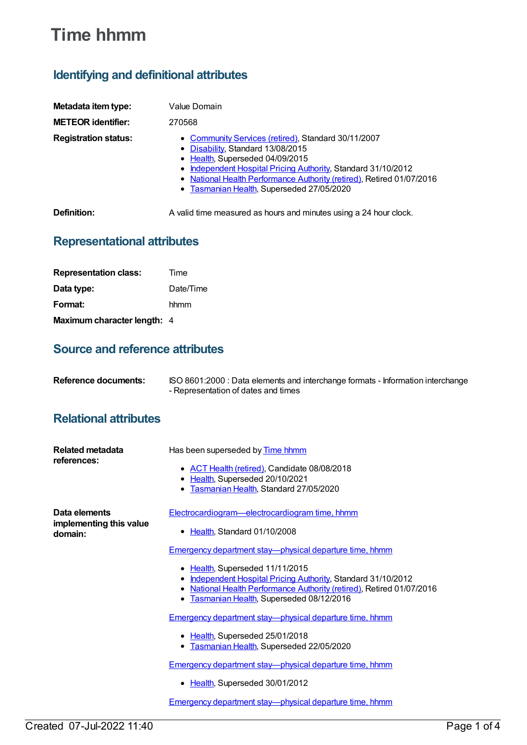# Time hhmm

## Identifying and definitional attributes

**Metadata item type:** Value Domain

**METEOR identifier:** 270568

**Registration status:**

- Community Services (retired), Standard 30/11/2007
- Disability, Standard 13/08/2015
- Health, Superseded 04/09/2015
- Independent Hospital Pricing Authority, Standard 31/10/2012
- National Health Performance Authority (retired), Retired 01/07/2016
- Tasmanian Health, Superseded 27/05/2020

**Definition:** A valid time measured as hours and minutes using a 24 hour clock.

## Representational attributes

**Representation class:** Time

**Data type:** Date/Time

**Format:** hhmm

**Maximum character length:** 4

## Source and reference attributes

**Reference documents:** ISO 8601:2000 : Data elements and interchange formats - Information interchange - Representation of dates and times

## Relational attributes

**Related metadata references:**

Has been superseded by Time hhmm

- ACT Health (retired), Candidate 08/08/2018
- Health, Superseded 20/10/2021
- Tasmanian Health, Standard 27/05/2020

**Data elements implementing this value domain:**

Electrocardiogram—electrocardiogram time, hhmm

- Health, Standard 01/10/2008

Emergency department stay—physical departure time, hhmm

- Health, Superseded 11/11/2015
- Independent Hospital Pricing Authority, Standard 31/10/2012
- National Health Performance Authority (retired), Retired 01/07/2016
- Tasmanian Health, Superseded 08/12/2016

Emergency department stay—physical departure time, hhmm

- Health, Superseded 25/01/2018
- Tasmanian Health, Superseded 22/05/2020

Emergency department stay—physical departure time, hhmm

- Health, Superseded 30/01/2012

Emergency department stay—physical departure time, hhmm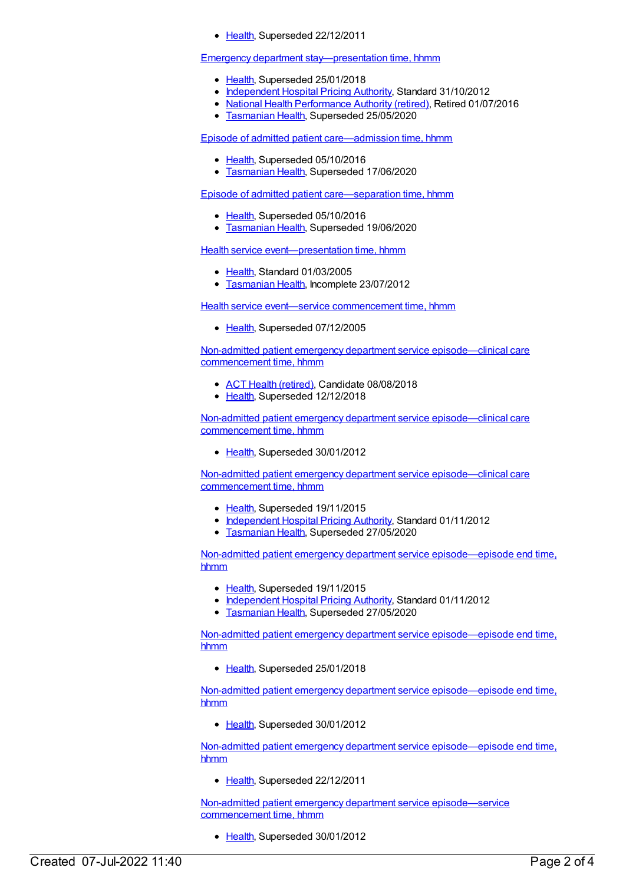- Health, Superseded 22/12/2011

Emergency department stay—presentation time, hhmm

- Health, Superseded 25/01/2018
- Independent Hospital Pricing Authority, Standard 31/10/2012
- National Health Performance Authority (retired), Retired 01/07/2016
- Tasmanian Health, Superseded 25/05/2020

Episode of admitted patient care—admission time, hhmm

- Health, Superseded 05/10/2016
- Tasmanian Health, Superseded 17/06/2020

Episode of admitted patient care—separation time, hhmm

- Health, Superseded 05/10/2016
- Tasmanian Health, Superseded 19/06/2020

Health service event—presentation time, hhmm

- Health, Standard 01/03/2005
- Tasmanian Health, Incomplete 23/07/2012

Health service event—service commencement time, hhmm

- Health, Superseded 07/12/2005

Non-admitted patient emergency department service episode—clinical care commencement time, hhmm

- ACT Health (retired), Candidate 08/08/2018
- Health, Superseded 12/12/2018

Non-admitted patient emergency department service episode—clinical care commencement time, hhmm

- Health, Superseded 30/01/2012

Non-admitted patient emergency department service episode—clinical care commencement time, hhmm

- Health, Superseded 19/11/2015
- Independent Hospital Pricing Authority, Standard 01/11/2012
- Tasmanian Health, Superseded 27/05/2020

Non-admitted patient emergency department service episode—episode end time, hhmm

- Health, Superseded 19/11/2015
- Independent Hospital Pricing Authority, Standard 01/11/2012
- Tasmanian Health, Superseded 27/05/2020

Non-admitted patient emergency department service episode—episode end time, hhmm

- Health, Superseded 25/01/2018

Non-admitted patient emergency department service episode—episode end time, hhmm

- Health, Superseded 30/01/2012

Non-admitted patient emergency department service episode—episode end time, hhmm

- Health, Superseded 22/12/2011

Non-admitted patient emergency department service episode—service commencement time, hhmm

- Health, Superseded 30/01/2012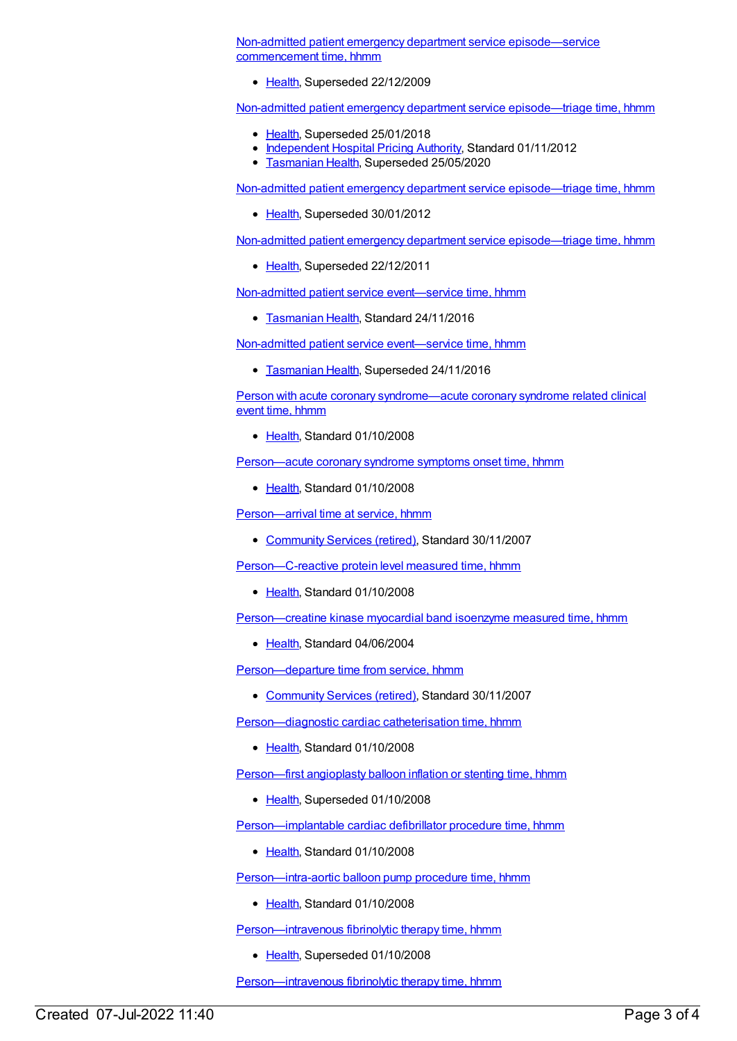Non-admitted patient emergency department service episode—service commencement time, hhmm

- Health, Superseded 22/12/2009

Non-admitted patient emergency department service episode—triage time, hhmm

- Health, Superseded 25/01/2018
- Independent Hospital Pricing Authority, Standard 01/11/2012
- Tasmanian Health, Superseded 25/05/2020

Non-admitted patient emergency department service episode—triage time, hhmm

- Health, Superseded 30/01/2012

Non-admitted patient emergency department service episode—triage time, hhmm

- Health, Superseded 22/12/2011

Non-admitted patient service event—service time, hhmm

- Tasmanian Health, Standard 24/11/2016

Non-admitted patient service event—service time, hhmm

- Tasmanian Health, Superseded 24/11/2016

Person with acute coronary syndrome—acute coronary syndrome related clinical event time, hhmm

- Health, Standard 01/10/2008

Person—acute coronary syndrome symptoms onset time, hhmm

- Health, Standard 01/10/2008

Person—arrival time at service, hhmm

- Community Services (retired), Standard 30/11/2007

Person—C-reactive protein level measured time, hhmm

- Health, Standard 01/10/2008

Person—creatine kinase myocardial band isoenzyme measured time, hhmm

- Health, Standard 04/06/2004

Person—departure time from service, hhmm

- Community Services (retired), Standard 30/11/2007

Person—diagnostic cardiac catheterisation time, hhmm

- Health, Standard 01/10/2008

Person—first angioplasty balloon inflation or stenting time, hhmm

- Health, Superseded 01/10/2008

Person—implantable cardiac defibrillator procedure time, hhmm

- Health, Standard 01/10/2008

Person—intra-aortic balloon pump procedure time, hhmm

- Health, Standard 01/10/2008

Person—intravenous fibrinolytic therapy time, hhmm

- Health, Superseded 01/10/2008

Person—intravenous fibrinolytic therapy time, hhmm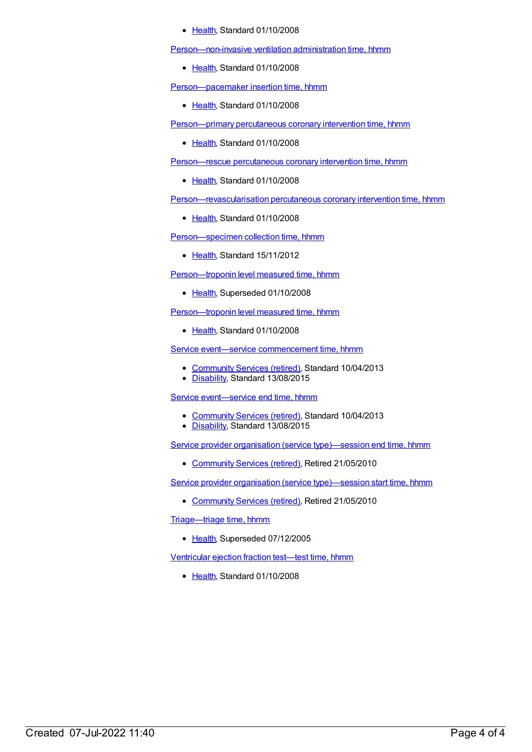- Health, Standard 01/10/2008

Person—non-invasive ventilation administration time, hhmm

- Health, Standard 01/10/2008

Person—pacemaker insertion time, hhmm

- Health, Standard 01/10/2008

Person—primary percutaneous coronary intervention time, hhmm

- Health, Standard 01/10/2008

Person—rescue percutaneous coronary intervention time, hhmm

- Health, Standard 01/10/2008

Person—revascularisation percutaneous coronary intervention time, hhmm

- Health, Standard 01/10/2008

Person—specimen collection time, hhmm

- Health, Standard 15/11/2012

Person—troponin level measured time, hhmm

- Health, Superseded 01/10/2008

Person—troponin level measured time, hhmm

- Health, Standard 01/10/2008

Service event—service commencement time, hhmm

- Community Services (retired), Standard 10/04/2013
- Disability, Standard 13/08/2015

Service event—service end time, hhmm

- Community Services (retired), Standard 10/04/2013
- Disability, Standard 13/08/2015

Service provider organisation (service type)—session end time, hhmm

- Community Services (retired), Retired 21/05/2010

Service provider organisation (service type)—session start time, hhmm

- Community Services (retired), Retired 21/05/2010

Triage—triage time, hhmm

- Health, Superseded 07/12/2005

Ventricular ejection fraction test—test time, hhmm

- Health, Standard 01/10/2008